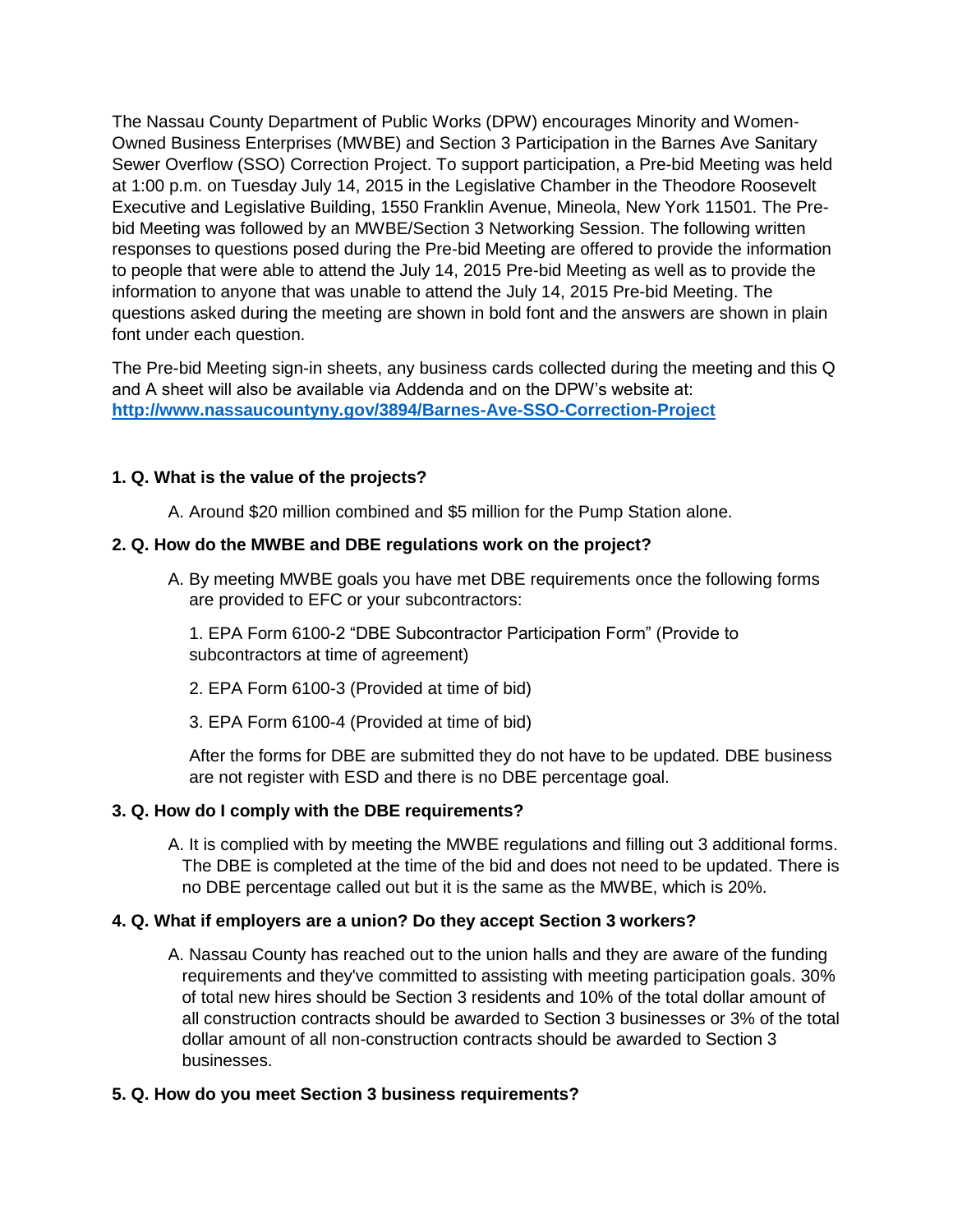The Nassau County Department of Public Works (DPW) encourages Minority and Women-Owned Business Enterprises (MWBE) and Section 3 Participation in the Barnes Ave Sanitary Sewer Overflow (SSO) Correction Project. To support participation, a Pre-bid Meeting was held at 1:00 p.m. on Tuesday July 14, 2015 in the Legislative Chamber in the Theodore Roosevelt Executive and Legislative Building, 1550 Franklin Avenue, Mineola, New York 11501. The Pre-bid Meeting was followed by an MWBE/Section 3 Networking Session. The following written responses to questions posed during the Pre-bid Meeting are offered to provide the information to people that were able to attend the July 14, 2015 Pre-bid Meeting as well as to provide the information to anyone that was unable to attend the July 14, 2015 Pre-bid Meeting. The questions asked during the meeting are shown in bold font and the answers are shown in plain font under each question.

The Pre-bid Meeting sign-in sheets, any business cards collected during the meeting and this Q and A sheet will also be available via Addenda and on the DPW's website at: **http://www.nassaucountyny.gov/3894/Barnes-Ave-SSO-Correction-Project**

**1. Q. What is the value of the projects?**

A. Around $20 million combined and $5 million for the Pump Station alone.

**2. Q. How do the MWBE and DBE regulations work on the project?**

A. By meeting MWBE goals you have met DBE requirements once the following forms are provided to EFC or your subcontractors:

1. EPA Form 6100-2 "DBE Subcontractor Participation Form" (Provide to subcontractors at time of agreement)
2. EPA Form 6100-3 (Provided at time of bid)
3. EPA Form 6100-4 (Provided at time of bid)

After the forms for DBE are submitted they do not have to be updated. DBE business are not register with ESD and there is no DBE percentage goal.

**3. Q. How do I comply with the DBE requirements?**

A. It is complied with by meeting the MWBE regulations and filling out 3 additional forms. The DBE is completed at the time of the bid and does not need to be updated. There is no DBE percentage called out but it is the same as the MWBE, which is 20%.

**4. Q. What if employers are a union? Do they accept Section 3 workers?**

A. Nassau County has reached out to the union halls and they are aware of the funding requirements and they've committed to assisting with meeting participation goals. 30% of total new hires should be Section 3 residents and 10% of the total dollar amount of all construction contracts should be awarded to Section 3 businesses or 3% of the total dollar amount of all non-construction contracts should be awarded to Section 3 businesses.

**5. Q. How do you meet Section 3 business requirements?**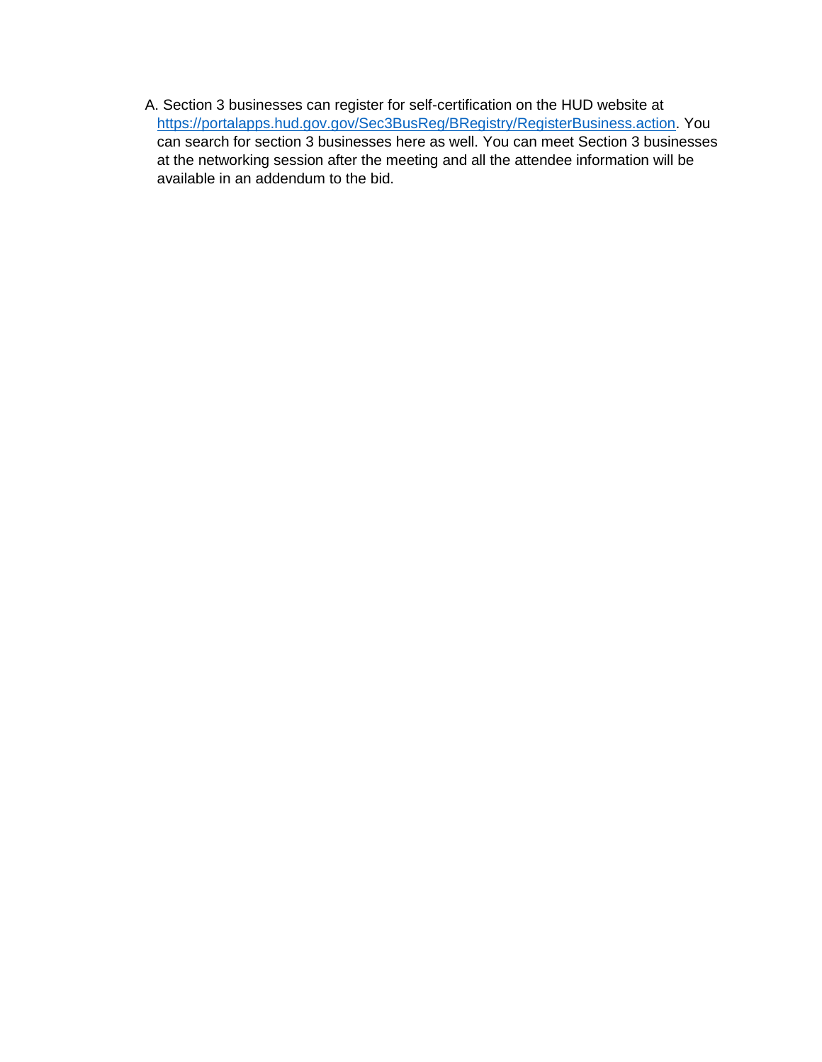A. Section 3 businesses can register for self-certification on the HUD website at [https://portalapps.hud.gov.gov/Sec3BusReg/BRegistry/RegisterBusiness.action](https://portalapps.hud.gov.gov/Sec3BusReg/BRegistry/RegisterBusiness.action). You can search for section 3 businesses here as well. You can meet Section 3 businesses at the networking session after the meeting and all the attendee information will be available in an addendum to the bid.